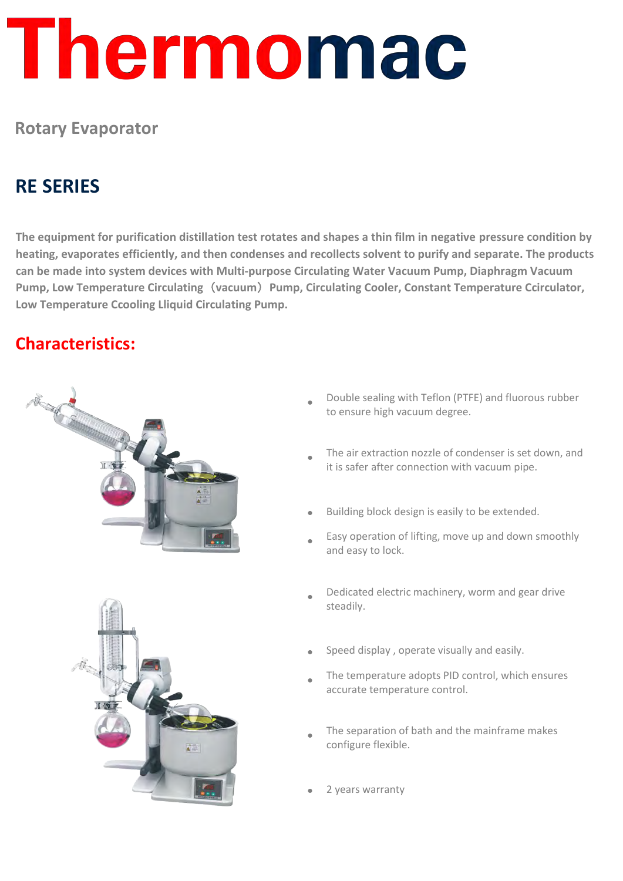# Thermomac

## Rotary Evaporator

## RE SERIES

**The equipment for purification distillation test rotates and shapes a thin film in negative pressure condition by heating, evaporates efficiently, and then condenses and recollects solvent to purify and separate. The products can be made into system devices with Multi-purpose Circulating Water Vacuum Pump, Diaphragm Vacuum Pump, Low Temperature Circulating（vacuum）Pump, Circulating Cooler, Constant Temperature Ccirculator, Low Temperature Ccooling Lliquid Circulating Pump.**

## Characteristics:

- Double sealing with Teflon (PTFE) and fluorous rubber to ensure high vacuum degree.
- The air extraction nozzle of condenser is set down, and it is safer after connection with vacuum pipe.
- Building block design is easily to be extended.
- Easy operation of lifting, move up and down smoothly and easy to lock.
- Dedicated electric machinery, worm and gear drive steadily.
- Speed display , operate visually and easily.
- The temperature adopts PID control, which ensures accurate temperature control.
- The separation of bath and the mainframe makes configure flexible.
- 2 years warranty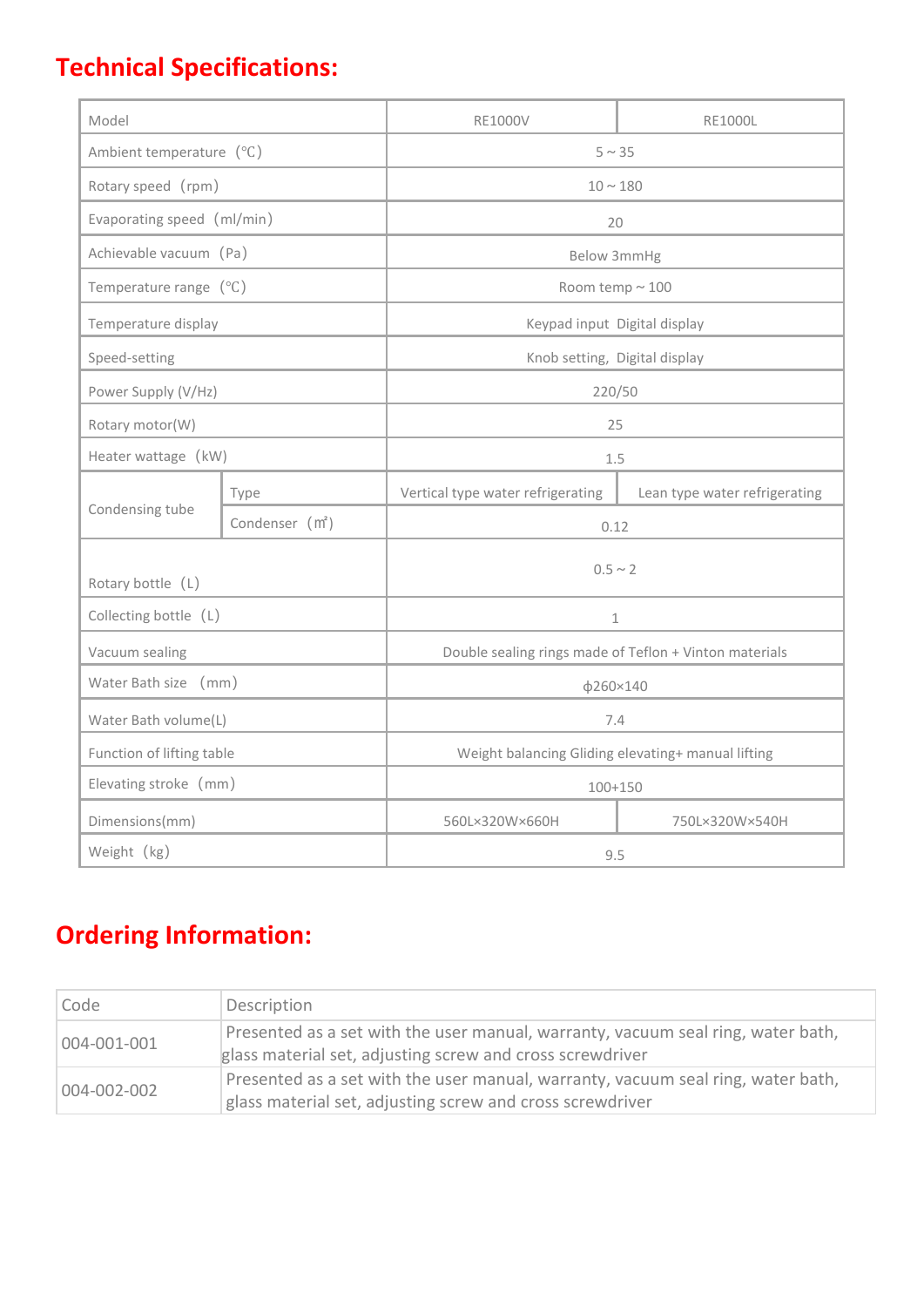# Technical Specifications:

| Model | | RE1000V | RE1000L |
|---|---|---|---|
| Ambient temperature（℃） | | 5 ~ 35 | |
| Rotary speed（rpm） | | 10 ~ 180 | |
| Evaporating speed（ml/min） | | 20 | |
| Achievable vacuum（Pa） | | Below 3mmHg | |
| Temperature range（℃） | | Room temp ~ 100 | |
| Temperature display | | Keypad input Digital display | |
| Speed-setting | | Knob setting, Digital display | |
| Power Supply (V/Hz) | | 220/50 | |
| Rotary motor(W) | | 25 | |
| Heater wattage（kW) | | 1.5 | |
| Condensing tube | Type | Vertical type water refrigerating | Lean type water refrigerating |
| | Condenser（㎡） | 0.12 | |
| Rotary bottle（L） | | 0.5 ~ 2 | |
| Collecting bottle（L） | | 1 | |
| Vacuum sealing | | Double sealing rings made of Teflon + Vinton materials | |
| Water Bath size （mm） | | ф260×140 | |
| Water Bath volume(L) | | 7.4 | |
| Function of lifting table | | Weight balancing Gliding elevating+ manual lifting | |
| Elevating stroke（mm） | | 100+150 | |
| Dimensions(mm) | | 560L×320W×660H | 750L×320W×540H |
| Weight（kg） | | 9.5 | |

# Ordering Information:

| Code | Description |
|---|---|
| 004-001-001 | Presented as a set with the user manual, warranty, vacuum seal ring, water bath, glass material set, adjusting screw and cross screwdriver |
| 004-002-002 | Presented as a set with the user manual, warranty, vacuum seal ring, water bath, glass material set, adjusting screw and cross screwdriver |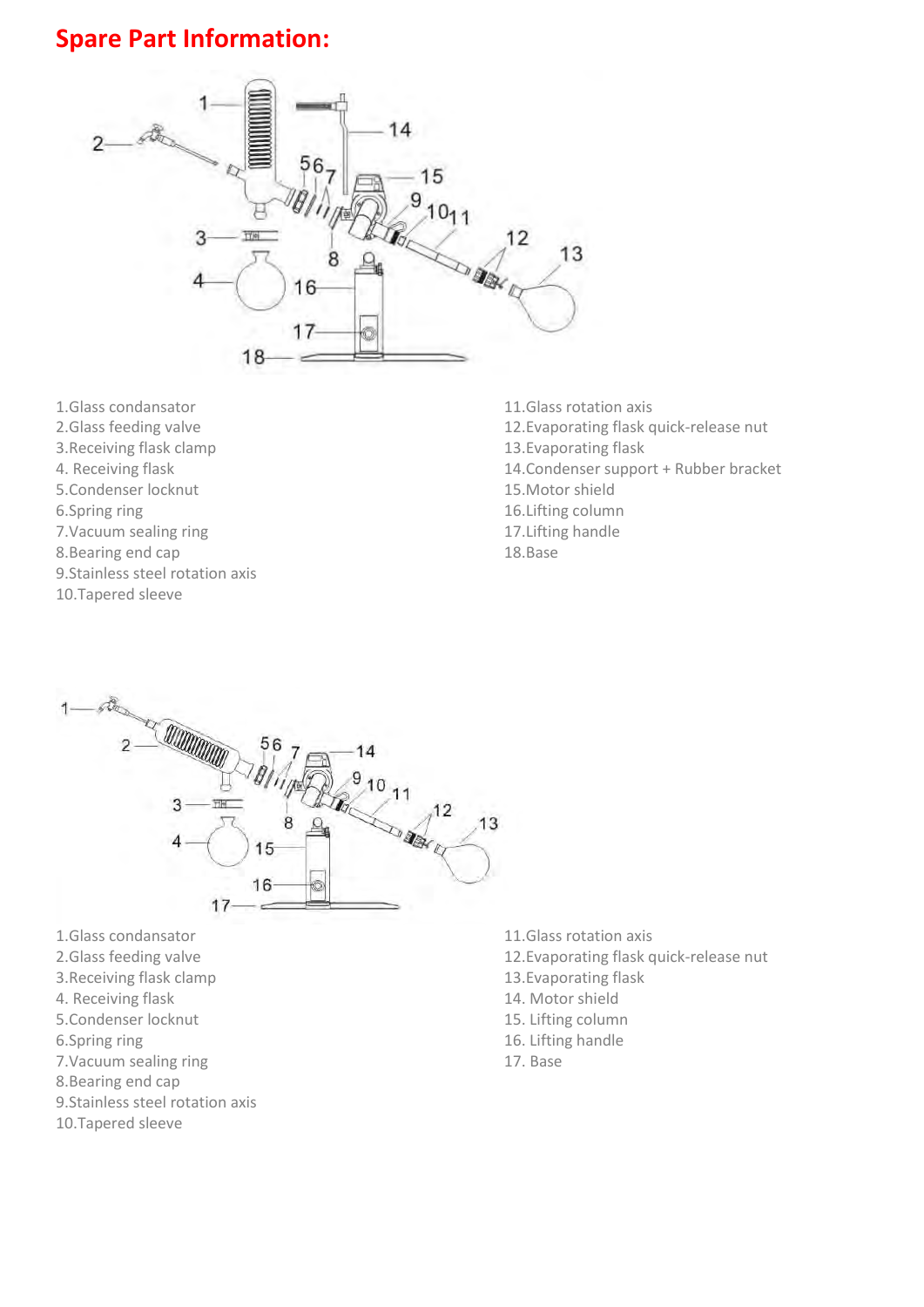# Spare Part Information:

1 2 3 4 5 6 7 8 9 10 11 12 13 14 15 16 17 18

1.Glass condansator
2.Glass feeding valve
3.Receiving flask clamp
4. Receiving flask
5.Condenser locknut
6.Spring ring
7.Vacuum sealing ring
8.Bearing end cap
9.Stainless steel rotation axis
10.Tapered sleeve
11.Glass rotation axis
12.Evaporating flask quick-release nut
13.Evaporating flask
14.Condenser support + Rubber bracket
15.Motor shield
16.Lifting column
17.Lifting handle
18.Base

1 2 3 4 5 6 7 8 9 10 11 12 13 14 15 16 17

1.Glass condansator
2.Glass feeding valve
3.Receiving flask clamp
4. Receiving flask
5.Condenser locknut
6.Spring ring
7.Vacuum sealing ring
8.Bearing end cap
9.Stainless steel rotation axis
10.Tapered sleeve
11.Glass rotation axis
12.Evaporating flask quick-release nut
13.Evaporating flask
14. Motor shield
15. Lifting column
16. Lifting handle
17. Base